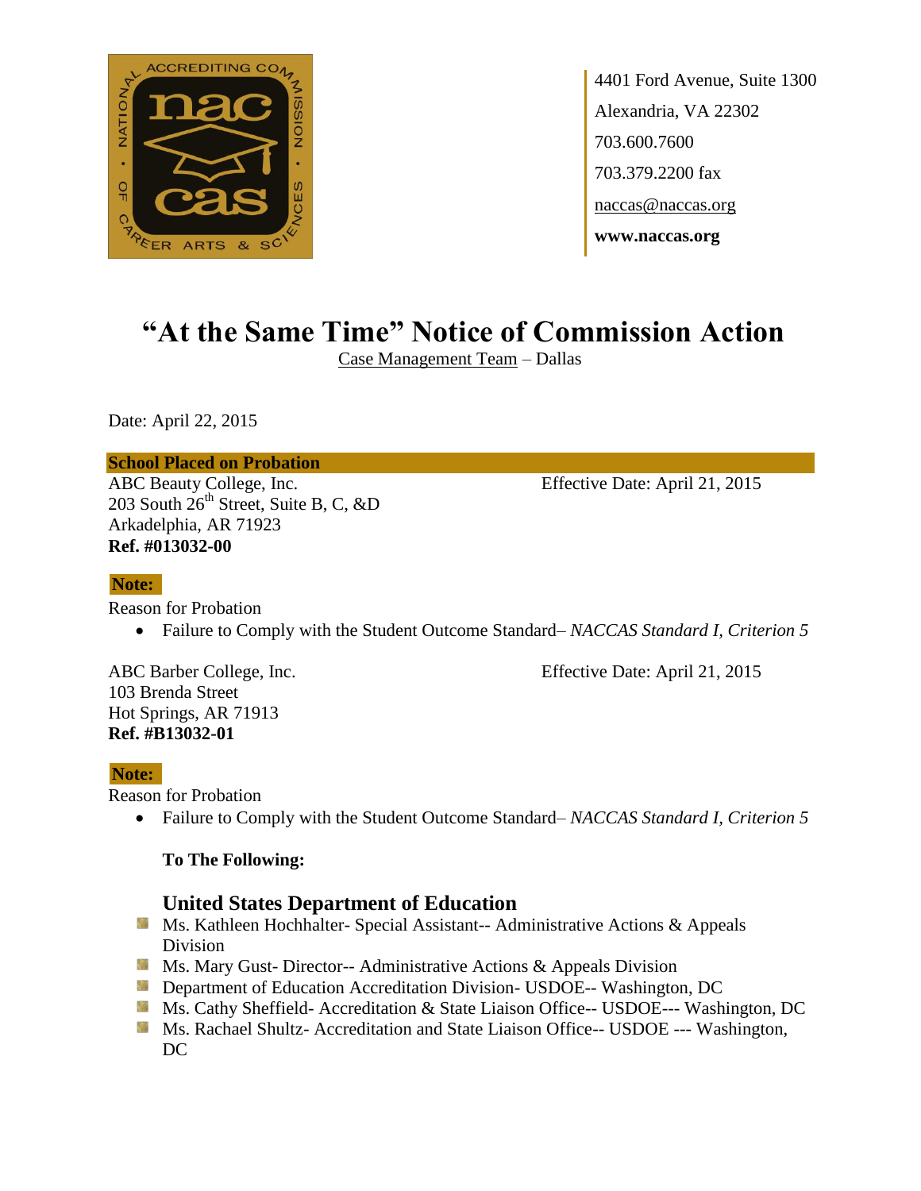4401 Ford Avenue, Suite 1300
Alexandria, VA 22302
703.600.7600
703.379.2200 fax
naccas@naccas.org
**www.naccas.org**

# "At the Same Time" Notice of Commission Action

Case Management Team – Dallas

Date: April 22, 2015

**School Placed on Probation**

ABC Beauty College, Inc.
203 South 26th Street, Suite B, C, &D
Arkadelphia, AR 71923
**Ref. #013032-00**

Effective Date: April 21, 2015

**Note:**

Reason for Probation

- Failure to Comply with the Student Outcome Standard– *NACCAS Standard I, Criterion 5*

ABC Barber College, Inc.
103 Brenda Street
Hot Springs, AR 71913
**Ref. #B13032-01**

Effective Date: April 21, 2015

**Note:**

Reason for Probation

- Failure to Comply with the Student Outcome Standard– *NACCAS Standard I, Criterion 5*

**To The Following:**

### United States Department of Education

- Ms. Kathleen Hochhalter- Special Assistant-- Administrative Actions & Appeals Division
- Ms. Mary Gust- Director-- Administrative Actions & Appeals Division
- Department of Education Accreditation Division- USDOE-- Washington, DC
- Ms. Cathy Sheffield- Accreditation & State Liaison Office-- USDOE--- Washington, DC
- Ms. Rachael Shultz- Accreditation and State Liaison Office-- USDOE --- Washington, DC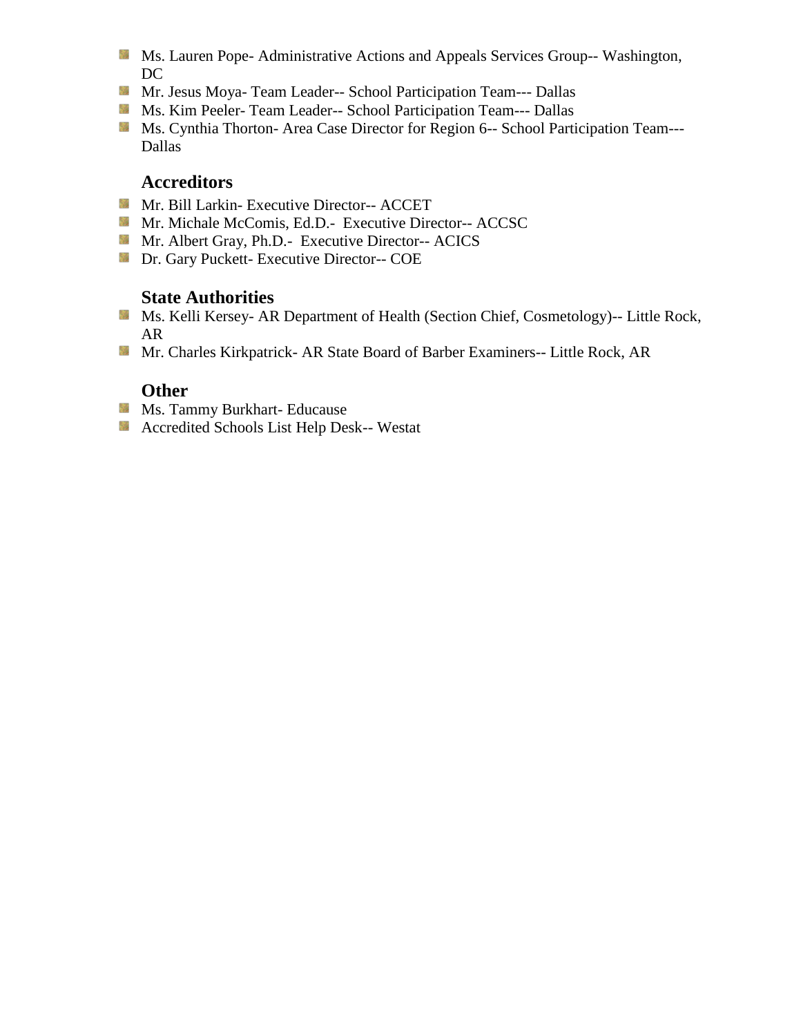- Ms. Lauren Pope- Administrative Actions and Appeals Services Group-- Washington, DC
- Mr. Jesus Moya- Team Leader-- School Participation Team--- Dallas
- Ms. Kim Peeler- Team Leader-- School Participation Team--- Dallas
- Ms. Cynthia Thorton- Area Case Director for Region 6-- School Participation Team--- Dallas

### Accreditors

- Mr. Bill Larkin- Executive Director-- ACCET
- Mr. Michale McComis, Ed.D.- Executive Director-- ACCSC
- Mr. Albert Gray, Ph.D.- Executive Director-- ACICS
- Dr. Gary Puckett- Executive Director-- COE

### State Authorities

- Ms. Kelli Kersey- AR Department of Health (Section Chief, Cosmetology)-- Little Rock, AR
- Mr. Charles Kirkpatrick- AR State Board of Barber Examiners-- Little Rock, AR

### Other

- Ms. Tammy Burkhart- Educause
- Accredited Schools List Help Desk-- Westat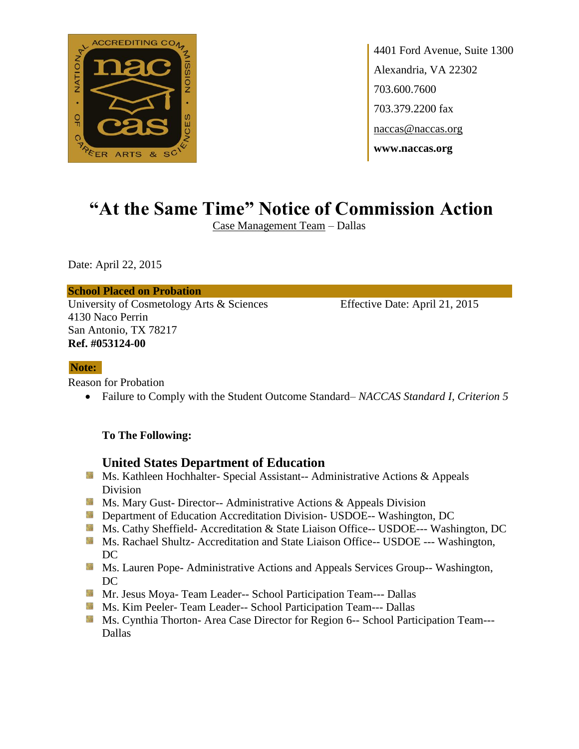4401 Ford Avenue, Suite 1300
Alexandria, VA 22302
703.600.7600
703.379.2200 fax
naccas@naccas.org
**www.naccas.org**

# "At the Same Time" Notice of Commission Action

Case Management Team – Dallas

Date: April 22, 2015

**School Placed on Probation**

University of Cosmetology Arts & Sciences
4130 Naco Perrin
San Antonio, TX 78217
**Ref. #053124-00**

Effective Date: April 21, 2015

**Note:**

Reason for Probation

- Failure to Comply with the Student Outcome Standard– *NACCAS Standard I, Criterion 5*

**To The Following:**

## United States Department of Education

- Ms. Kathleen Hochhalter- Special Assistant-- Administrative Actions & Appeals Division
- Ms. Mary Gust- Director-- Administrative Actions & Appeals Division
- Department of Education Accreditation Division- USDOE-- Washington, DC
- Ms. Cathy Sheffield- Accreditation & State Liaison Office-- USDOE--- Washington, DC
- Ms. Rachael Shultz- Accreditation and State Liaison Office-- USDOE --- Washington, DC
- Ms. Lauren Pope- Administrative Actions and Appeals Services Group-- Washington, DC
- Mr. Jesus Moya- Team Leader-- School Participation Team--- Dallas
- Ms. Kim Peeler- Team Leader-- School Participation Team--- Dallas
- Ms. Cynthia Thorton- Area Case Director for Region 6-- School Participation Team--- Dallas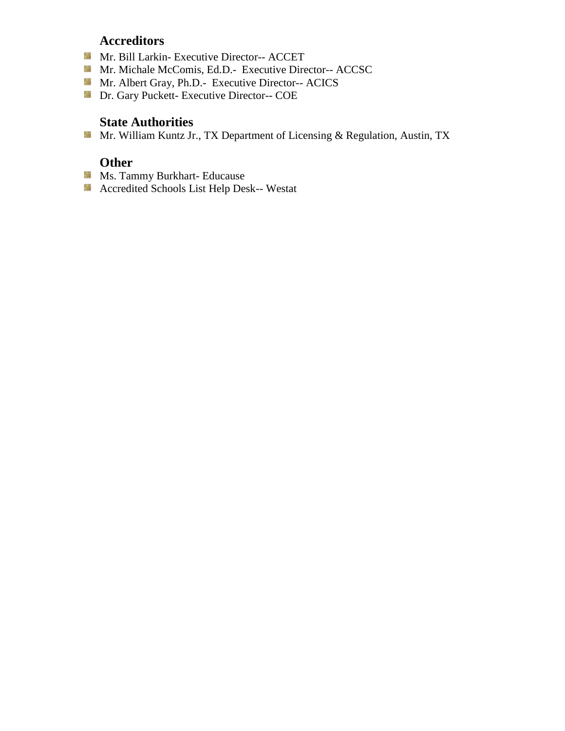### Accreditors

- Mr. Bill Larkin- Executive Director-- ACCET
- Mr. Michale McComis, Ed.D.- Executive Director-- ACCSC
- Mr. Albert Gray, Ph.D.- Executive Director-- ACICS
- Dr. Gary Puckett- Executive Director-- COE

### State Authorities

- Mr. William Kuntz Jr., TX Department of Licensing & Regulation, Austin, TX

### Other

- Ms. Tammy Burkhart- Educause
- Accredited Schools List Help Desk-- Westat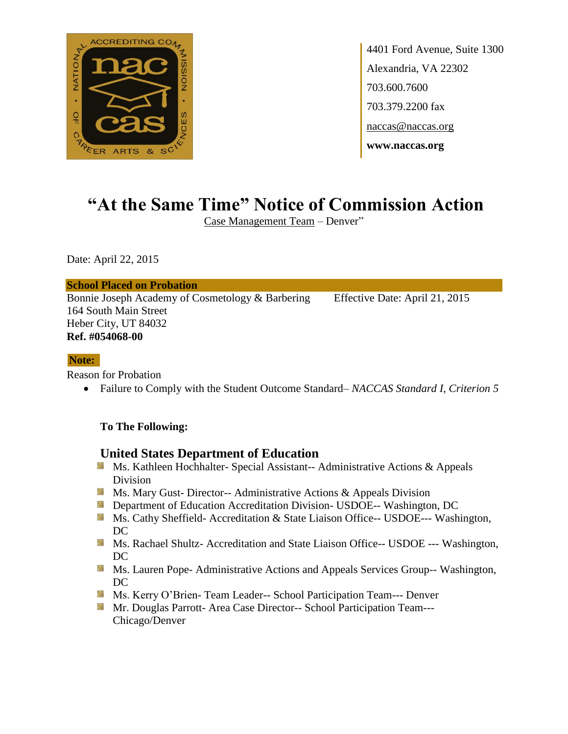4401 Ford Avenue, Suite 1300

Alexandria, VA 22302

703.600.7600

703.379.2200 fax

naccas@naccas.org

**www.naccas.org**

# "At the Same Time" Notice of Commission Action

Case Management Team – Denver"

Date: April 22, 2015

**School Placed on Probation**

Bonnie Joseph Academy of Cosmetology & Barbering
164 South Main Street
Heber City, UT 84032
**Ref. #054068-00**

Effective Date: April 21, 2015

**Note:**

Reason for Probation

- Failure to Comply with the Student Outcome Standard– *NACCAS Standard I, Criterion 5*

**To The Following:**

## United States Department of Education

- Ms. Kathleen Hochhalter- Special Assistant-- Administrative Actions & Appeals Division
- Ms. Mary Gust- Director-- Administrative Actions & Appeals Division
- Department of Education Accreditation Division- USDOE-- Washington, DC
- Ms. Cathy Sheffield- Accreditation & State Liaison Office-- USDOE--- Washington, DC
- Ms. Rachael Shultz- Accreditation and State Liaison Office-- USDOE --- Washington, DC
- Ms. Lauren Pope- Administrative Actions and Appeals Services Group-- Washington, DC
- Ms. Kerry O'Brien- Team Leader-- School Participation Team--- Denver
- Mr. Douglas Parrott- Area Case Director-- School Participation Team--- Chicago/Denver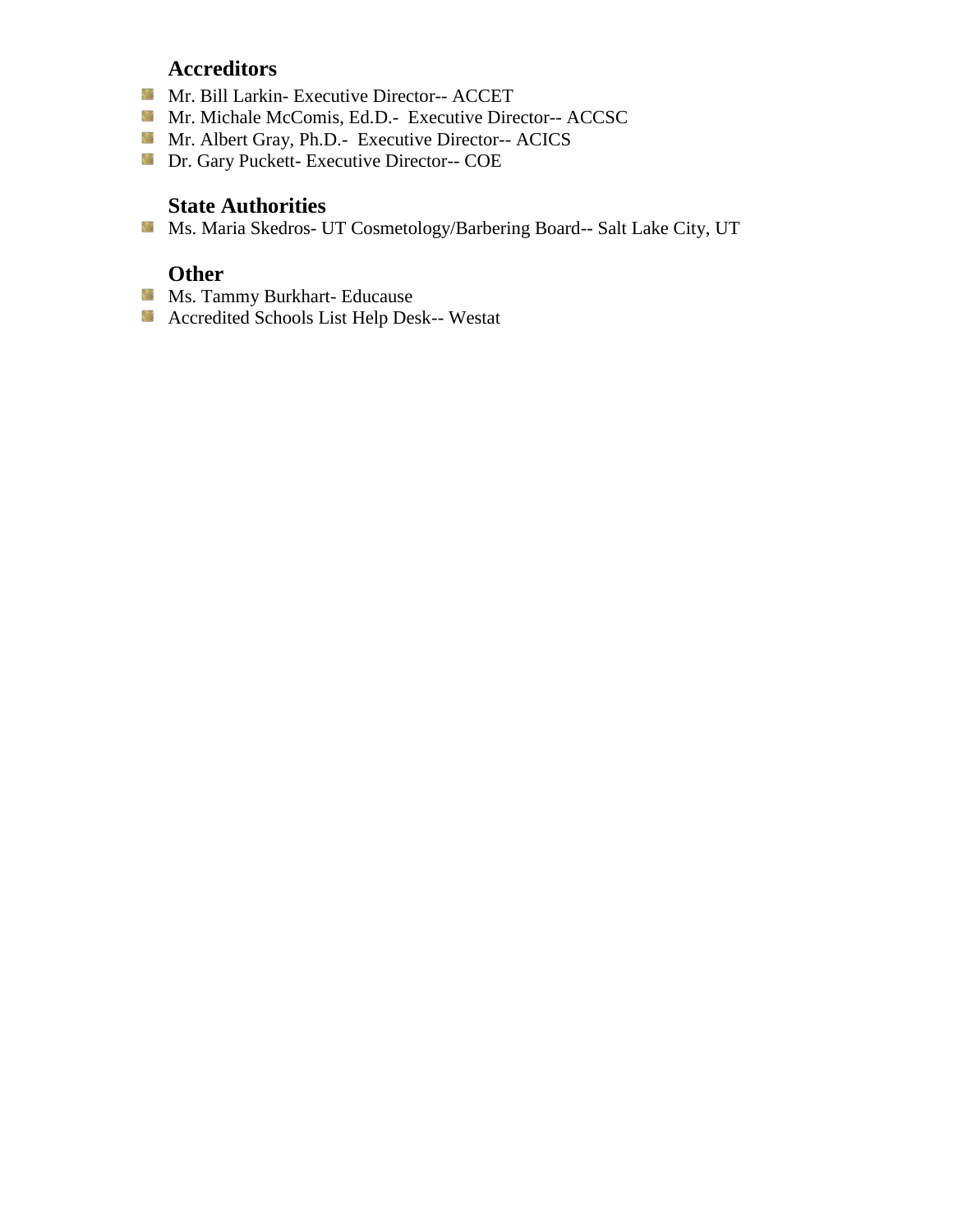## Accreditors

- Mr. Bill Larkin- Executive Director-- ACCET
- Mr. Michale McComis, Ed.D.- Executive Director-- ACCSC
- Mr. Albert Gray, Ph.D.- Executive Director-- ACICS
- Dr. Gary Puckett- Executive Director-- COE

## State Authorities

- Ms. Maria Skedros- UT Cosmetology/Barbering Board-- Salt Lake City, UT

## Other

- Ms. Tammy Burkhart- Educause
- Accredited Schools List Help Desk-- Westat